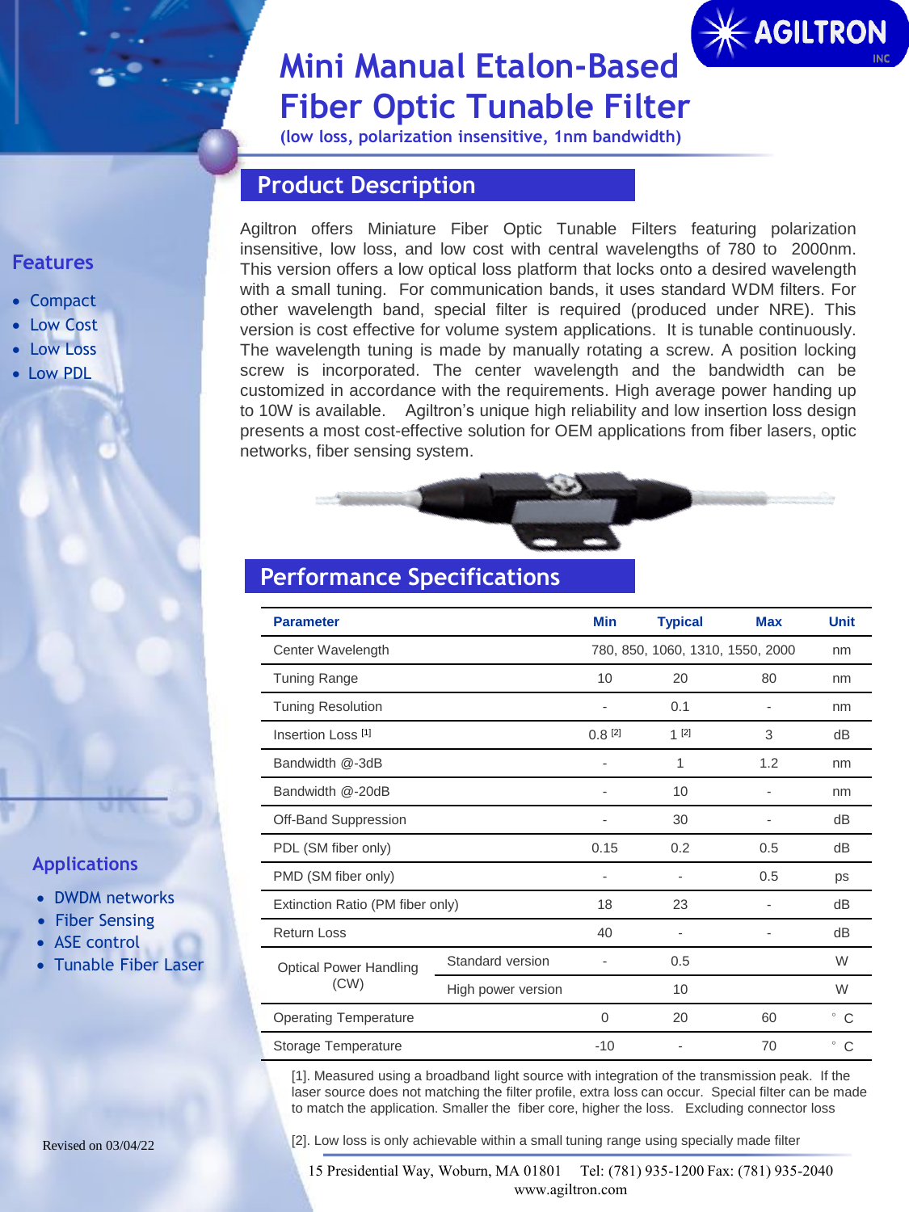# Mini Manual Etalon-Based Fiber Optic Tunable Filter

**(low loss, polarization insensitive, 1nm bandwidth)**

## Features

- Compact
- Low Cost
- Low Loss
- Low PDL

## Applications

- DWDM networks
- Fiber Sensing
- ASE control
- Tunable Fiber Laser

## Product Description

Agiltron offers Miniature Fiber Optic Tunable Filters featuring polarization insensitive, low loss, and low cost with central wavelengths of 780 to 2000nm. This version offers a low optical loss platform that locks onto a desired wavelength with a small tuning. For communication bands, it uses standard WDM filters. For other wavelength band, special filter is required (produced under NRE). This version is cost effective for volume system applications. It is tunable continuously. The wavelength tuning is made by manually rotating a screw. A position locking screw is incorporated. The center wavelength and the bandwidth can be customized in accordance with the requirements. High average power handing up to 10W is available. Agiltron's unique high reliability and low insertion loss design presents a most cost-effective solution for OEM applications from fiber lasers, optic networks, fiber sensing system.

## Performance Specifications

| Parameter | | Min | Typical | Max | Unit |
|---|---|---|---|---|---|
| Center Wavelength | | 780, 850, 1060, 1310, 1550, 2000 | | | nm |
| Tuning Range | | 10 | 20 | 80 | nm |
| Tuning Resolution | | - | 0.1 | - | nm |
| Insertion Loss [1] | | 0.8 [2] | 1 [2] | 3 | dB |
| Bandwidth @-3dB | | - | 1 | 1.2 | nm |
| Bandwidth @-20dB | | - | 10 | - | nm |
| Off-Band Suppression | | - | 30 | - | dB |
| PDL (SM fiber only) | | 0.15 | 0.2 | 0.5 | dB |
| PMD (SM fiber only) | | - | - | 0.5 | ps |
| Extinction Ratio (PM fiber only) | | 18 | 23 | - | dB |
| Return Loss | | 40 | - | - | dB |
| Optical Power Handling (CW) | Standard version | - | 0.5 | | W |
| | High power version | | 10 | | W |
| Operating Temperature | | 0 | 20 | 60 | °C |
| Storage Temperature | | -10 | - | 70 | °C |

[1]. Measured using a broadband light source with integration of the transmission peak. If the laser source does not matching the filter profile, extra loss can occur. Special filter can be made to match the application. Smaller the fiber core, higher the loss. Excluding connector loss

[2]. Low loss is only achievable within a small tuning range using specially made filter

Revised on 03/04/22

15 Presidential Way, Woburn, MA 01801 Tel: (781) 935-1200 Fax: (781) 935-2040
www.agiltron.com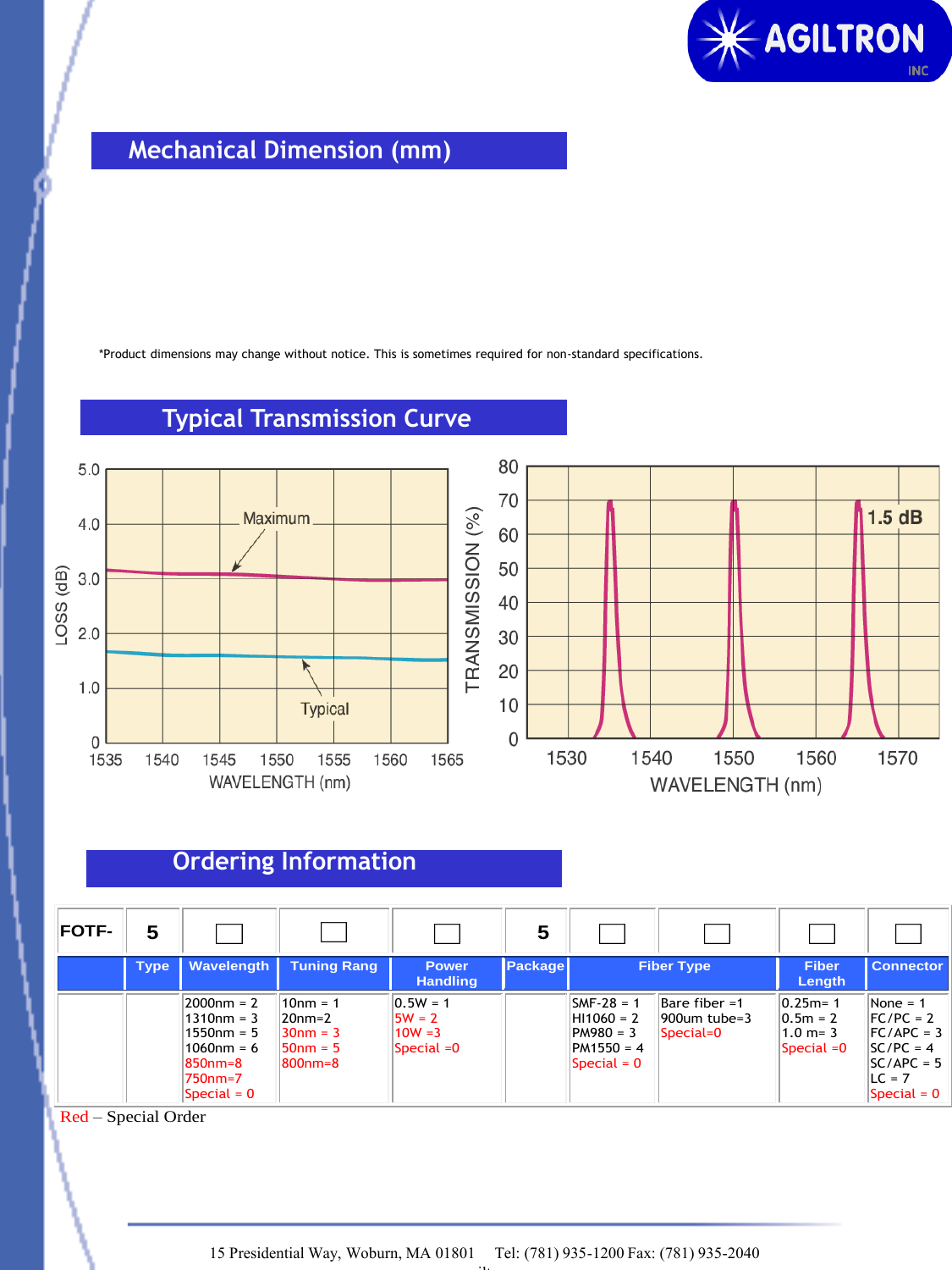## Mechanical Dimension (mm)

*Product dimensions may change without notice. This is sometimes required for non-standard specifications.

## Typical Transmission Curve

## Ordering Information

| FOTF- | 5 | ☐ | ☐ | ☐ | 5 | ☐ | ☐ | ☐ | ☐ |
|---|---|---|---|---|---|---|---|---|---|
| | Type | Wavelength | Tuning Rang | Power Handling | Package | Fiber Type | | Fiber Length | Connector |
| | | 2000nm = 2<br>1310nm = 3<br>1550nm = 5<br>1060nm = 6<br>850nm=8<br>750nm=7<br>Special = 0 | 10nm = 1<br>20nm=2<br>30nm = 3<br>50nm = 5<br>800nm=8 | 0.5W = 1<br>5W = 2<br>10W =3<br>Special =0 | | SMF-28 = 1<br>HI1060 = 2<br>PM980 = 3<br>PM1550 = 4<br>Special = 0 | Bare fiber =1<br>900um tube=3<br>Special=0 | 0.25m= 1<br>0.5m = 2<br>1.0 m= 3<br>Special =0 | None = 1<br>FC/PC = 2<br>FC/APC = 3<br>SC/PC = 4<br>SC/APC = 5<br>LC = 7<br>Special = 0 |

Red – Special Order

15 Presidential Way, Woburn, MA 01801   Tel: (781) 935-1200 Fax: (781) 935-2040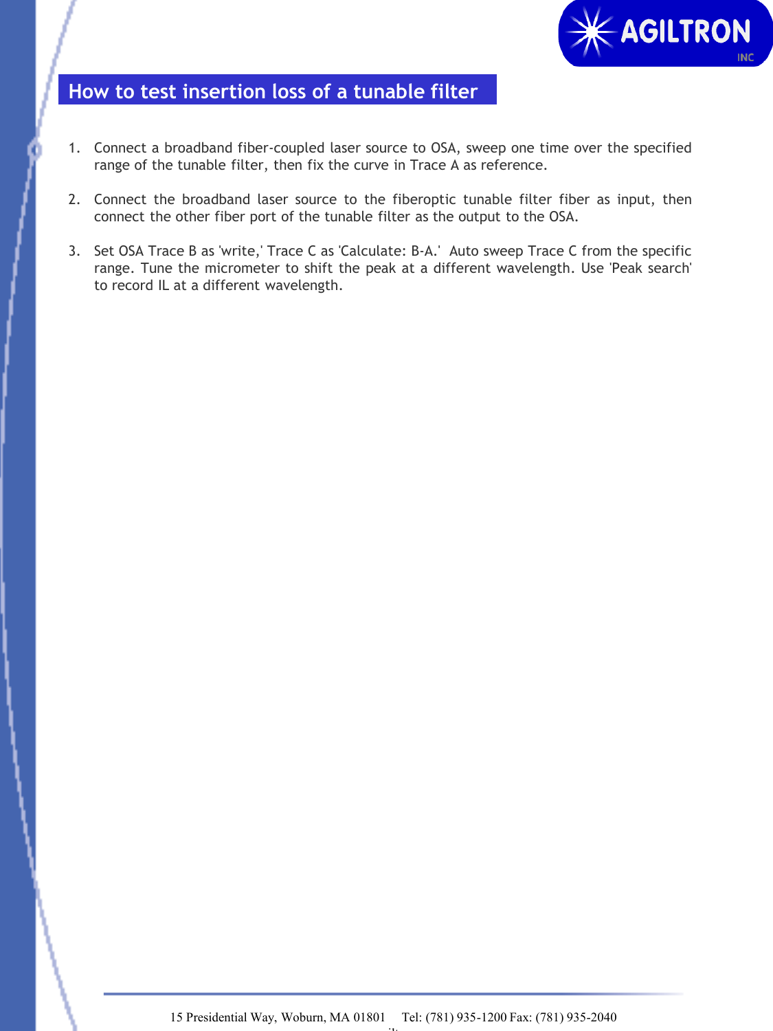# How to test insertion loss of a tunable filter

1. Connect a broadband fiber-coupled laser source to OSA, sweep one time over the specified range of the tunable filter, then fix the curve in Trace A as reference.

2. Connect the broadband laser source to the fiberoptic tunable filter fiber as input, then connect the other fiber port of the tunable filter as the output to the OSA.

3. Set OSA Trace B as 'write,' Trace C as 'Calculate: B-A.' Auto sweep Trace C from the specific range. Tune the micrometer to shift the peak at a different wavelength. Use 'Peak search' to record IL at a different wavelength.